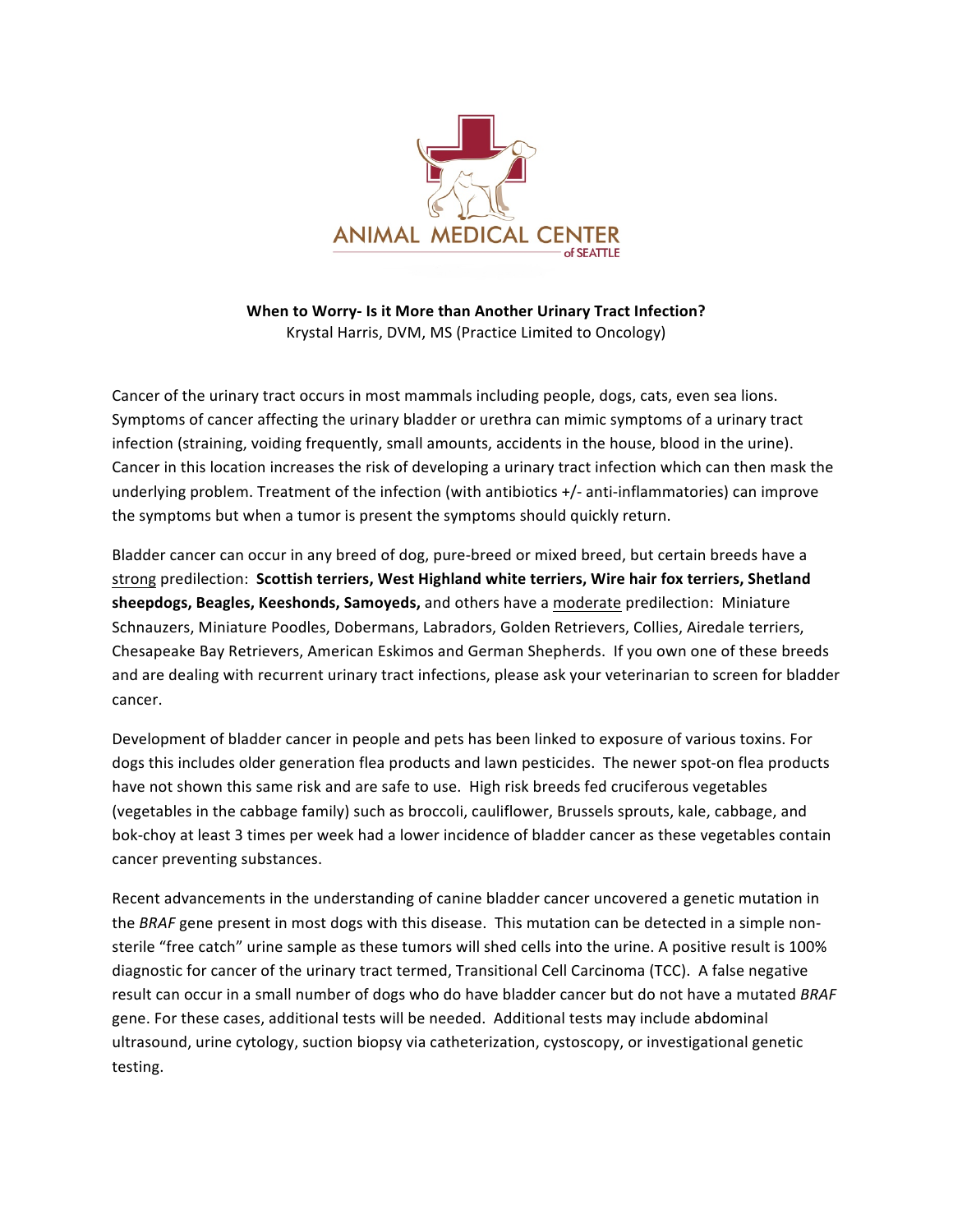ANIMAL MEDICAL CENTER of SEATTLE

**When to Worry- Is it More than Another Urinary Tract Infection?**

Krystal Harris, DVM, MS (Practice Limited to Oncology)

Cancer of the urinary tract occurs in most mammals including people, dogs, cats, even sea lions. Symptoms of cancer affecting the urinary bladder or urethra can mimic symptoms of a urinary tract infection (straining, voiding frequently, small amounts, accidents in the house, blood in the urine). Cancer in this location increases the risk of developing a urinary tract infection which can then mask the underlying problem. Treatment of the infection (with antibiotics +/- anti-inflammatories) can improve the symptoms but when a tumor is present the symptoms should quickly return.

Bladder cancer can occur in any breed of dog, pure-breed or mixed breed, but certain breeds have a <u>strong</u> predilection: **Scottish terriers, West Highland white terriers, Wire hair fox terriers, Shetland sheepdogs, Beagles, Keeshonds, Samoyeds,** and others have a <u>moderate</u> predilection: Miniature Schnauzers, Miniature Poodles, Dobermans, Labradors, Golden Retrievers, Collies, Airedale terriers, Chesapeake Bay Retrievers, American Eskimos and German Shepherds. If you own one of these breeds and are dealing with recurrent urinary tract infections, please ask your veterinarian to screen for bladder cancer.

Development of bladder cancer in people and pets has been linked to exposure of various toxins. For dogs this includes older generation flea products and lawn pesticides. The newer spot-on flea products have not shown this same risk and are safe to use. High risk breeds fed cruciferous vegetables (vegetables in the cabbage family) such as broccoli, cauliflower, Brussels sprouts, kale, cabbage, and bok-choy at least 3 times per week had a lower incidence of bladder cancer as these vegetables contain cancer preventing substances.

Recent advancements in the understanding of canine bladder cancer uncovered a genetic mutation in the *BRAF* gene present in most dogs with this disease. This mutation can be detected in a simple non-sterile "free catch" urine sample as these tumors will shed cells into the urine. A positive result is 100% diagnostic for cancer of the urinary tract termed, Transitional Cell Carcinoma (TCC). A false negative result can occur in a small number of dogs who do have bladder cancer but do not have a mutated *BRAF* gene. For these cases, additional tests will be needed. Additional tests may include abdominal ultrasound, urine cytology, suction biopsy via catheterization, cystoscopy, or investigational genetic testing.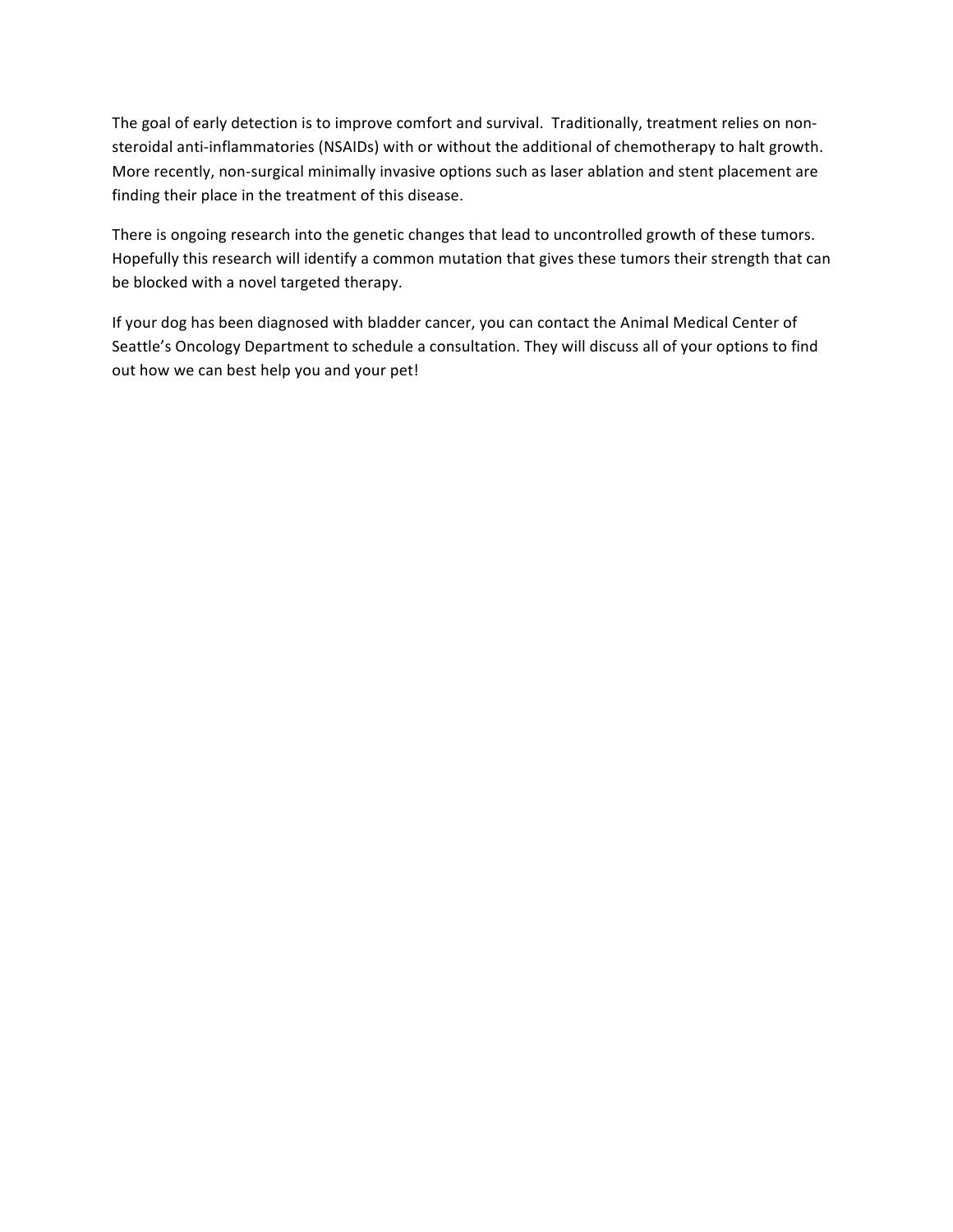The goal of early detection is to improve comfort and survival. Traditionally, treatment relies on non-steroidal anti-inflammatories (NSAIDs) with or without the additional of chemotherapy to halt growth. More recently, non-surgical minimally invasive options such as laser ablation and stent placement are finding their place in the treatment of this disease.

There is ongoing research into the genetic changes that lead to uncontrolled growth of these tumors. Hopefully this research will identify a common mutation that gives these tumors their strength that can be blocked with a novel targeted therapy.

If your dog has been diagnosed with bladder cancer, you can contact the Animal Medical Center of Seattle's Oncology Department to schedule a consultation. They will discuss all of your options to find out how we can best help you and your pet!